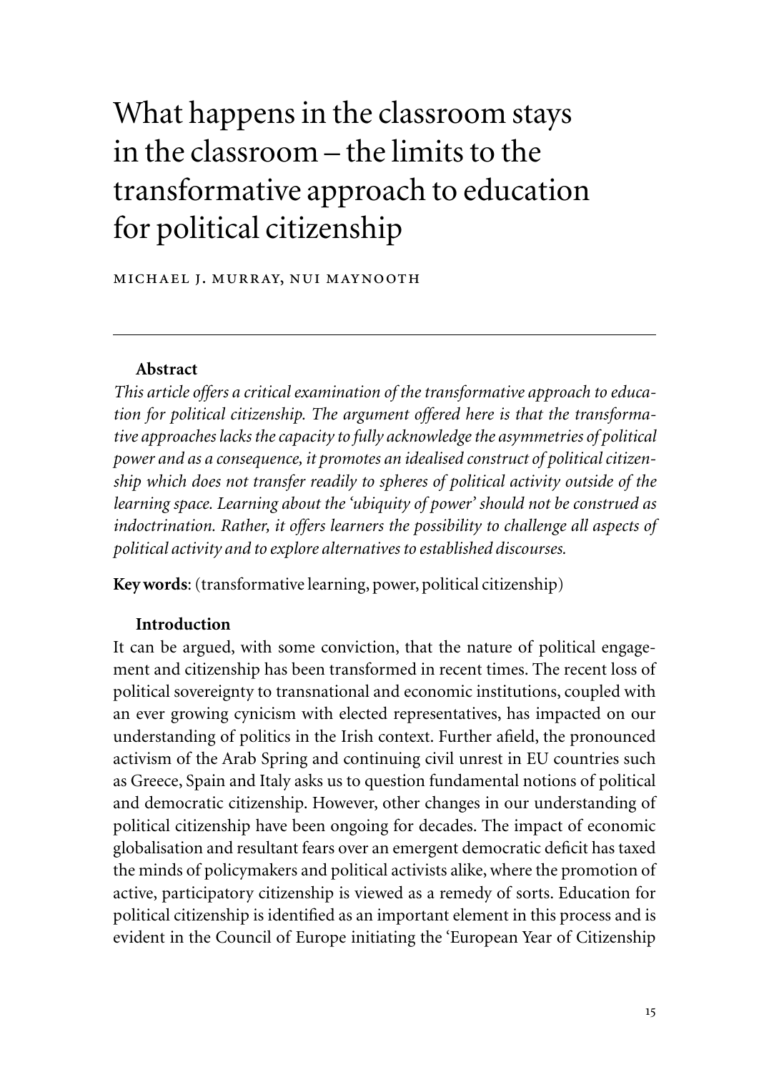# What happens in the classroom stays in the classroom – the limits to the transformative approach to education for political citizenship

MICHAEL J. MURRAY, NUI MAYNOOTH

---

### Abstract

*This article offers a critical examination of the transformative approach to education for political citizenship. The argument offered here is that the transformative approaches lacks the capacity to fully acknowledge the asymmetries of political power and as a consequence, it promotes an idealised construct of political citizenship which does not transfer readily to spheres of political activity outside of the learning space. Learning about the 'ubiquity of power' should not be construed as indoctrination. Rather, it offers learners the possibility to challenge all aspects of political activity and to explore alternatives to established discourses.*

**Key words**: (transformative learning, power, political citizenship)

### Introduction

It can be argued, with some conviction, that the nature of political engagement and citizenship has been transformed in recent times. The recent loss of political sovereignty to transnational and economic institutions, coupled with an ever growing cynicism with elected representatives, has impacted on our understanding of politics in the Irish context. Further afield, the pronounced activism of the Arab Spring and continuing civil unrest in EU countries such as Greece, Spain and Italy asks us to question fundamental notions of political and democratic citizenship. However, other changes in our understanding of political citizenship have been ongoing for decades. The impact of economic globalisation and resultant fears over an emergent democratic deficit has taxed the minds of policymakers and political activists alike, where the promotion of active, participatory citizenship is viewed as a remedy of sorts. Education for political citizenship is identified as an important element in this process and is evident in the Council of Europe initiating the 'European Year of Citizenship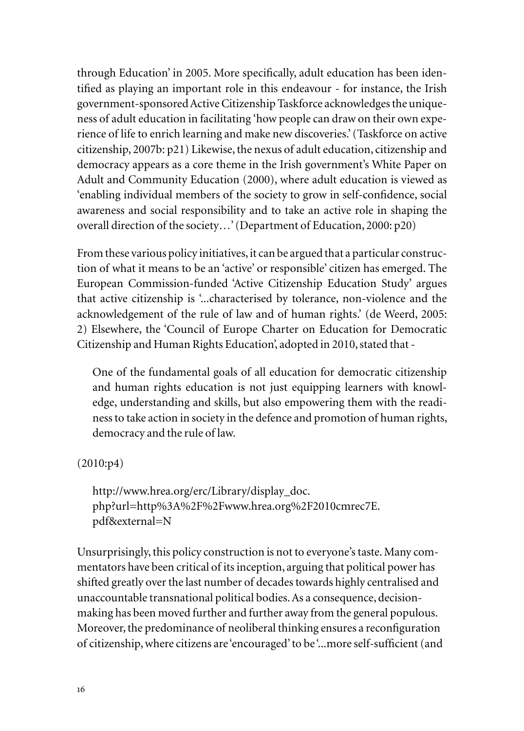through Education' in 2005. More specifically, adult education has been identified as playing an important role in this endeavour - for instance, the Irish government-sponsored Active Citizenship Taskforce acknowledges the uniqueness of adult education in facilitating 'how people can draw on their own experience of life to enrich learning and make new discoveries.' (Taskforce on active citizenship, 2007b: p21) Likewise, the nexus of adult education, citizenship and democracy appears as a core theme in the Irish government's White Paper on Adult and Community Education (2000), where adult education is viewed as 'enabling individual members of the society to grow in self-confidence, social awareness and social responsibility and to take an active role in shaping the overall direction of the society…' (Department of Education, 2000: p20)

From these various policy initiatives, it can be argued that a particular construction of what it means to be an 'active' or responsible' citizen has emerged. The European Commission-funded 'Active Citizenship Education Study' argues that active citizenship is '...characterised by tolerance, non-violence and the acknowledgement of the rule of law and of human rights.' (de Weerd, 2005: 2) Elsewhere, the 'Council of Europe Charter on Education for Democratic Citizenship and Human Rights Education', adopted in 2010, stated that -

> One of the fundamental goals of all education for democratic citizenship and human rights education is not just equipping learners with knowledge, understanding and skills, but also empowering them with the readiness to take action in society in the defence and promotion of human rights, democracy and the rule of law.

(2010:p4)

> http://www.hrea.org/erc/Library/display_doc.php?url=http%3A%2F%2Fwww.hrea.org%2F2010cmrec7E.pdf&external=N

Unsurprisingly, this policy construction is not to everyone's taste. Many commentators have been critical of its inception, arguing that political power has shifted greatly over the last number of decades towards highly centralised and unaccountable transnational political bodies. As a consequence, decision-making has been moved further and further away from the general populous. Moreover, the predominance of neoliberal thinking ensures a reconfiguration of citizenship, where citizens are 'encouraged' to be '...more self-sufficient (and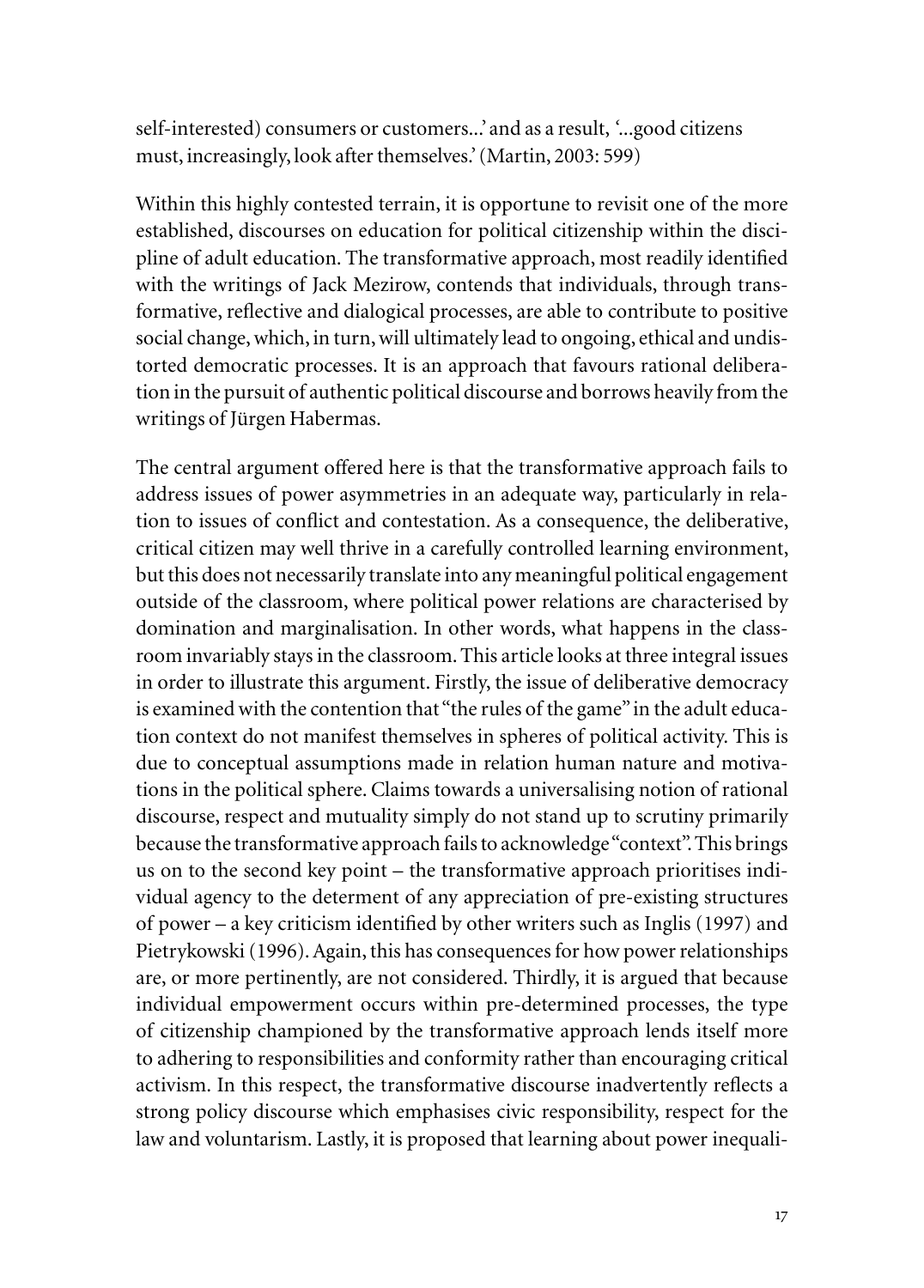self-interested) consumers or customers...' and as a result, '...good citizens must, increasingly, look after themselves.' (Martin, 2003: 599)

Within this highly contested terrain, it is opportune to revisit one of the more established, discourses on education for political citizenship within the discipline of adult education. The transformative approach, most readily identified with the writings of Jack Mezirow, contends that individuals, through transformative, reflective and dialogical processes, are able to contribute to positive social change, which, in turn, will ultimately lead to ongoing, ethical and undistorted democratic processes. It is an approach that favours rational deliberation in the pursuit of authentic political discourse and borrows heavily from the writings of Jürgen Habermas.

The central argument offered here is that the transformative approach fails to address issues of power asymmetries in an adequate way, particularly in relation to issues of conflict and contestation. As a consequence, the deliberative, critical citizen may well thrive in a carefully controlled learning environment, but this does not necessarily translate into any meaningful political engagement outside of the classroom, where political power relations are characterised by domination and marginalisation. In other words, what happens in the classroom invariably stays in the classroom. This article looks at three integral issues in order to illustrate this argument. Firstly, the issue of deliberative democracy is examined with the contention that "the rules of the game" in the adult education context do not manifest themselves in spheres of political activity. This is due to conceptual assumptions made in relation human nature and motivations in the political sphere. Claims towards a universalising notion of rational discourse, respect and mutuality simply do not stand up to scrutiny primarily because the transformative approach fails to acknowledge "context". This brings us on to the second key point – the transformative approach prioritises individual agency to the determent of any appreciation of pre-existing structures of power – a key criticism identified by other writers such as Inglis (1997) and Pietrykowski (1996). Again, this has consequences for how power relationships are, or more pertinently, are not considered. Thirdly, it is argued that because individual empowerment occurs within pre-determined processes, the type of citizenship championed by the transformative approach lends itself more to adhering to responsibilities and conformity rather than encouraging critical activism. In this respect, the transformative discourse inadvertently reflects a strong policy discourse which emphasises civic responsibility, respect for the law and voluntarism. Lastly, it is proposed that learning about power inequali-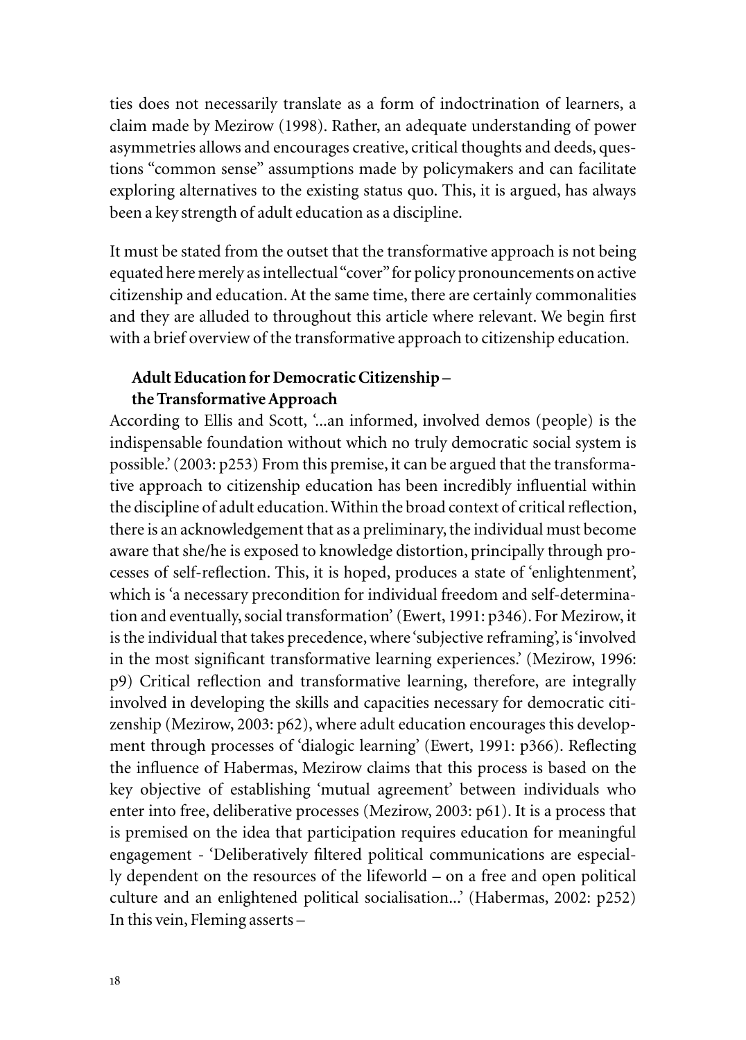ties does not necessarily translate as a form of indoctrination of learners, a claim made by Mezirow (1998). Rather, an adequate understanding of power asymmetries allows and encourages creative, critical thoughts and deeds, questions "common sense" assumptions made by policymakers and can facilitate exploring alternatives to the existing status quo. This, it is argued, has always been a key strength of adult education as a discipline.

It must be stated from the outset that the transformative approach is not being equated here merely as intellectual "cover" for policy pronouncements on active citizenship and education. At the same time, there are certainly commonalities and they are alluded to throughout this article where relevant. We begin first with a brief overview of the transformative approach to citizenship education.

## Adult Education for Democratic Citizenship – the Transformative Approach

According to Ellis and Scott, '...an informed, involved demos (people) is the indispensable foundation without which no truly democratic social system is possible.' (2003: p253) From this premise, it can be argued that the transformative approach to citizenship education has been incredibly influential within the discipline of adult education. Within the broad context of critical reflection, there is an acknowledgement that as a preliminary, the individual must become aware that she/he is exposed to knowledge distortion, principally through processes of self-reflection. This, it is hoped, produces a state of 'enlightenment', which is 'a necessary precondition for individual freedom and self-determination and eventually, social transformation' (Ewert, 1991: p346). For Mezirow, it is the individual that takes precedence, where 'subjective reframing', is 'involved in the most significant transformative learning experiences.' (Mezirow, 1996: p9) Critical reflection and transformative learning, therefore, are integrally involved in developing the skills and capacities necessary for democratic citizenship (Mezirow, 2003: p62), where adult education encourages this development through processes of 'dialogic learning' (Ewert, 1991: p366). Reflecting the influence of Habermas, Mezirow claims that this process is based on the key objective of establishing 'mutual agreement' between individuals who enter into free, deliberative processes (Mezirow, 2003: p61). It is a process that is premised on the idea that participation requires education for meaningful engagement - 'Deliberatively filtered political communications are especially dependent on the resources of the lifeworld – on a free and open political culture and an enlightened political socialisation...' (Habermas, 2002: p252) In this vein, Fleming asserts –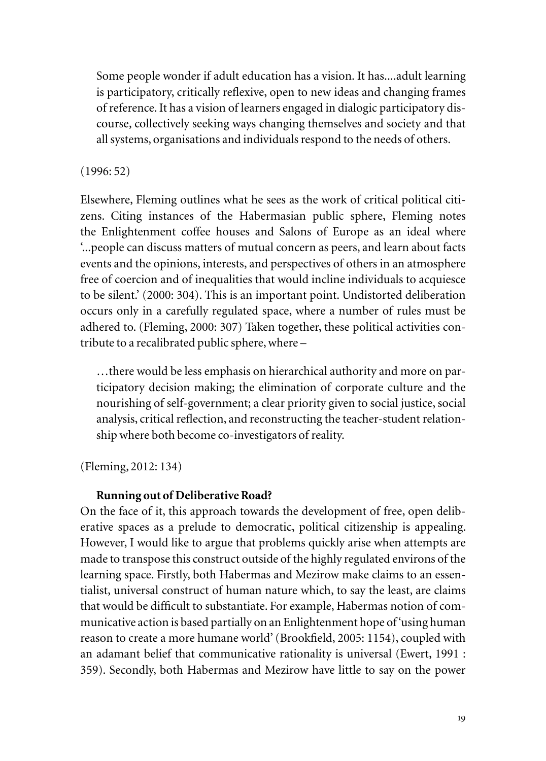> Some people wonder if adult education has a vision. It has....adult learning is participatory, critically reflexive, open to new ideas and changing frames of reference. It has a vision of learners engaged in dialogic participatory discourse, collectively seeking ways changing themselves and society and that all systems, organisations and individuals respond to the needs of others.

(1996: 52)

Elsewhere, Fleming outlines what he sees as the work of critical political citizens. Citing instances of the Habermasian public sphere, Fleming notes the Enlightenment coffee houses and Salons of Europe as an ideal where '...people can discuss matters of mutual concern as peers, and learn about facts events and the opinions, interests, and perspectives of others in an atmosphere free of coercion and of inequalities that would incline individuals to acquiesce to be silent.' (2000: 304). This is an important point. Undistorted deliberation occurs only in a carefully regulated space, where a number of rules must be adhered to. (Fleming, 2000: 307) Taken together, these political activities contribute to a recalibrated public sphere, where –

> …there would be less emphasis on hierarchical authority and more on participatory decision making; the elimination of corporate culture and the nourishing of self-government; a clear priority given to social justice, social analysis, critical reflection, and reconstructing the teacher-student relationship where both become co-investigators of reality.

(Fleming, 2012: 134)

**Running out of Deliberative Road?**

On the face of it, this approach towards the development of free, open deliberative spaces as a prelude to democratic, political citizenship is appealing. However, I would like to argue that problems quickly arise when attempts are made to transpose this construct outside of the highly regulated environs of the learning space. Firstly, both Habermas and Mezirow make claims to an essentialist, universal construct of human nature which, to say the least, are claims that would be difficult to substantiate. For example, Habermas notion of communicative action is based partially on an Enlightenment hope of 'using human reason to create a more humane world' (Brookfield, 2005: 1154), coupled with an adamant belief that communicative rationality is universal (Ewert, 1991 : 359). Secondly, both Habermas and Mezirow have little to say on the power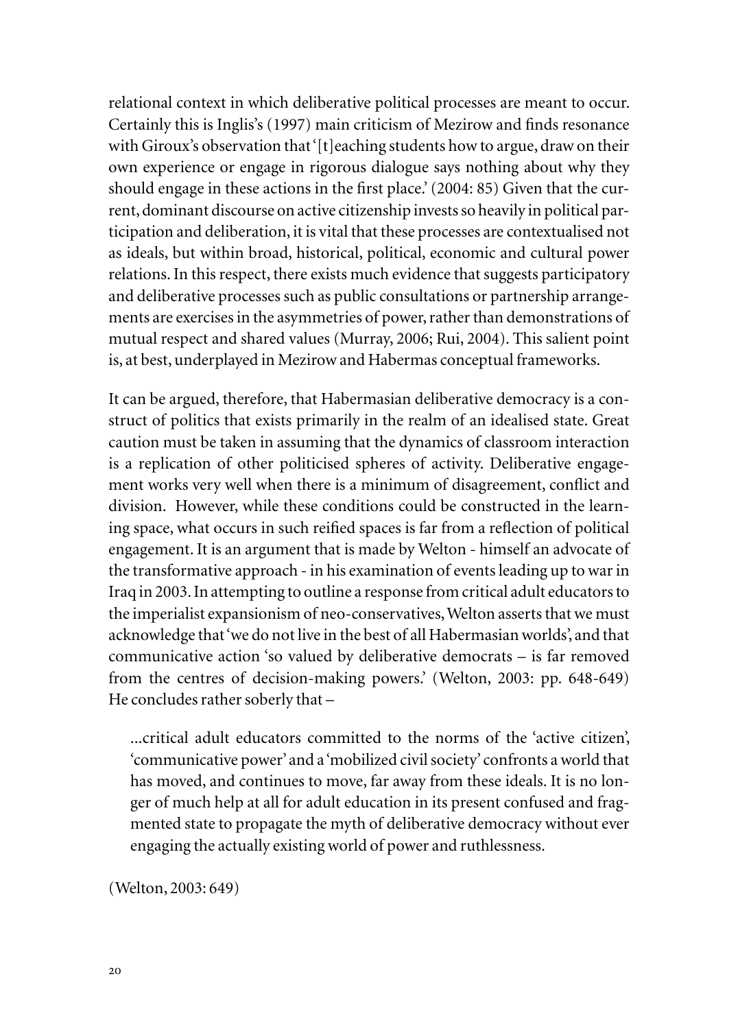relational context in which deliberative political processes are meant to occur. Certainly this is Inglis's (1997) main criticism of Mezirow and finds resonance with Giroux's observation that '[t]eaching students how to argue, draw on their own experience or engage in rigorous dialogue says nothing about why they should engage in these actions in the first place.' (2004: 85) Given that the current, dominant discourse on active citizenship invests so heavily in political participation and deliberation, it is vital that these processes are contextualised not as ideals, but within broad, historical, political, economic and cultural power relations. In this respect, there exists much evidence that suggests participatory and deliberative processes such as public consultations or partnership arrangements are exercises in the asymmetries of power, rather than demonstrations of mutual respect and shared values (Murray, 2006; Rui, 2004). This salient point is, at best, underplayed in Mezirow and Habermas conceptual frameworks.

It can be argued, therefore, that Habermasian deliberative democracy is a construct of politics that exists primarily in the realm of an idealised state. Great caution must be taken in assuming that the dynamics of classroom interaction is a replication of other politicised spheres of activity. Deliberative engagement works very well when there is a minimum of disagreement, conflict and division. However, while these conditions could be constructed in the learning space, what occurs in such reified spaces is far from a reflection of political engagement. It is an argument that is made by Welton - himself an advocate of the transformative approach - in his examination of events leading up to war in Iraq in 2003. In attempting to outline a response from critical adult educators to the imperialist expansionism of neo-conservatives, Welton asserts that we must acknowledge that 'we do not live in the best of all Habermasian worlds', and that communicative action 'so valued by deliberative democrats – is far removed from the centres of decision-making powers.' (Welton, 2003: pp. 648-649) He concludes rather soberly that –

> ...critical adult educators committed to the norms of the 'active citizen', 'communicative power' and a 'mobilized civil society' confronts a world that has moved, and continues to move, far away from these ideals. It is no longer of much help at all for adult education in its present confused and fragmented state to propagate the myth of deliberative democracy without ever engaging the actually existing world of power and ruthlessness.

(Welton, 2003: 649)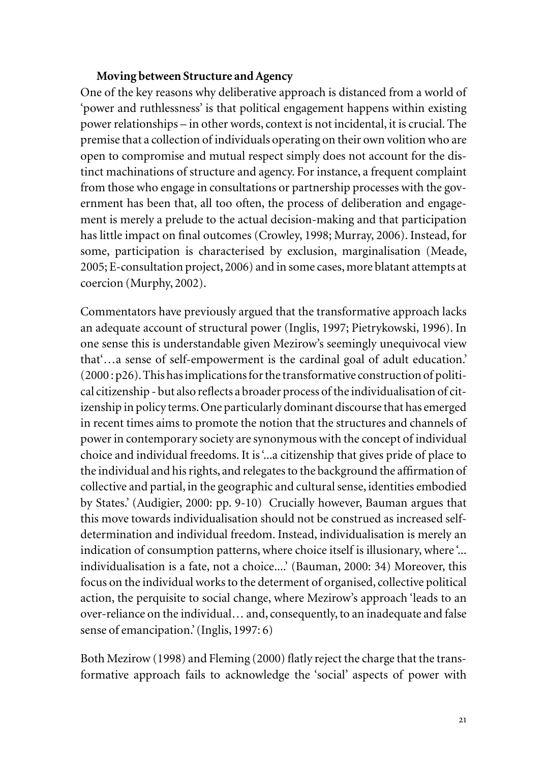### Moving between Structure and Agency

One of the key reasons why deliberative approach is distanced from a world of 'power and ruthlessness' is that political engagement happens within existing power relationships – in other words, context is not incidental, it is crucial. The premise that a collection of individuals operating on their own volition who are open to compromise and mutual respect simply does not account for the distinct machinations of structure and agency. For instance, a frequent complaint from those who engage in consultations or partnership processes with the government has been that, all too often, the process of deliberation and engagement is merely a prelude to the actual decision-making and that participation has little impact on final outcomes (Crowley, 1998; Murray, 2006). Instead, for some, participation is characterised by exclusion, marginalisation (Meade, 2005; E-consultation project, 2006) and in some cases, more blatant attempts at coercion (Murphy, 2002).

Commentators have previously argued that the transformative approach lacks an adequate account of structural power (Inglis, 1997; Pietrykowski, 1996). In one sense this is understandable given Mezirow's seemingly unequivocal view that'…a sense of self-empowerment is the cardinal goal of adult education.' (2000 : p26). This has implications for the transformative construction of political citizenship - but also reflects a broader process of the individualisation of citizenship in policy terms. One particularly dominant discourse that has emerged in recent times aims to promote the notion that the structures and channels of power in contemporary society are synonymous with the concept of individual choice and individual freedoms. It is '...a citizenship that gives pride of place to the individual and his rights, and relegates to the background the affirmation of collective and partial, in the geographic and cultural sense, identities embodied by States.' (Audigier, 2000: pp. 9-10) Crucially however, Bauman argues that this move towards individualisation should not be construed as increased self-determination and individual freedom. Instead, individualisation is merely an indication of consumption patterns, where choice itself is illusionary, where '... individualisation is a fate, not a choice....' (Bauman, 2000: 34) Moreover, this focus on the individual works to the determent of organised, collective political action, the perquisite to social change, where Mezirow's approach 'leads to an over-reliance on the individual… and, consequently, to an inadequate and false sense of emancipation.' (Inglis, 1997: 6)

Both Mezirow (1998) and Fleming (2000) flatly reject the charge that the transformative approach fails to acknowledge the 'social' aspects of power with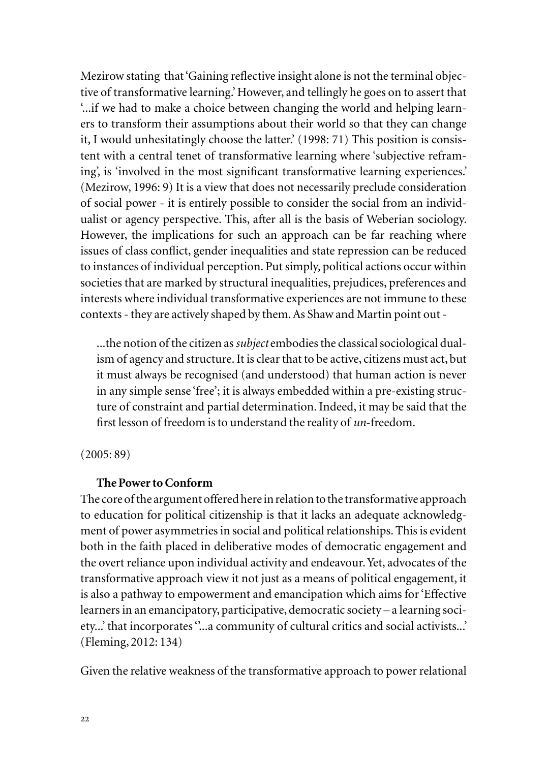Mezirow stating that 'Gaining reflective insight alone is not the terminal objective of transformative learning.' However, and tellingly he goes on to assert that '...if we had to make a choice between changing the world and helping learners to transform their assumptions about their world so that they can change it, I would unhesitatingly choose the latter.' (1998: 71) This position is consistent with a central tenet of transformative learning where 'subjective reframing', is 'involved in the most significant transformative learning experiences.' (Mezirow, 1996: 9) It is a view that does not necessarily preclude consideration of social power - it is entirely possible to consider the social from an individualist or agency perspective. This, after all is the basis of Weberian sociology. However, the implications for such an approach can be far reaching where issues of class conflict, gender inequalities and state repression can be reduced to instances of individual perception. Put simply, political actions occur within societies that are marked by structural inequalities, prejudices, preferences and interests where individual transformative experiences are not immune to these contexts - they are actively shaped by them. As Shaw and Martin point out -

> ...the notion of the citizen as *subject* embodies the classical sociological dualism of agency and structure. It is clear that to be active, citizens must act, but it must always be recognised (and understood) that human action is never in any simple sense 'free'; it is always embedded within a pre-existing structure of constraint and partial determination. Indeed, it may be said that the first lesson of freedom is to understand the reality of *un*-freedom.

(2005: 89)

### The Power to Conform

The core of the argument offered here in relation to the transformative approach to education for political citizenship is that it lacks an adequate acknowledgment of power asymmetries in social and political relationships. This is evident both in the faith placed in deliberative modes of democratic engagement and the overt reliance upon individual activity and endeavour. Yet, advocates of the transformative approach view it not just as a means of political engagement, it is also a pathway to empowerment and emancipation which aims for 'Effective learners in an emancipatory, participative, democratic society – a learning society...' that incorporates ''...a community of cultural critics and social activists...' (Fleming, 2012: 134)

Given the relative weakness of the transformative approach to power relational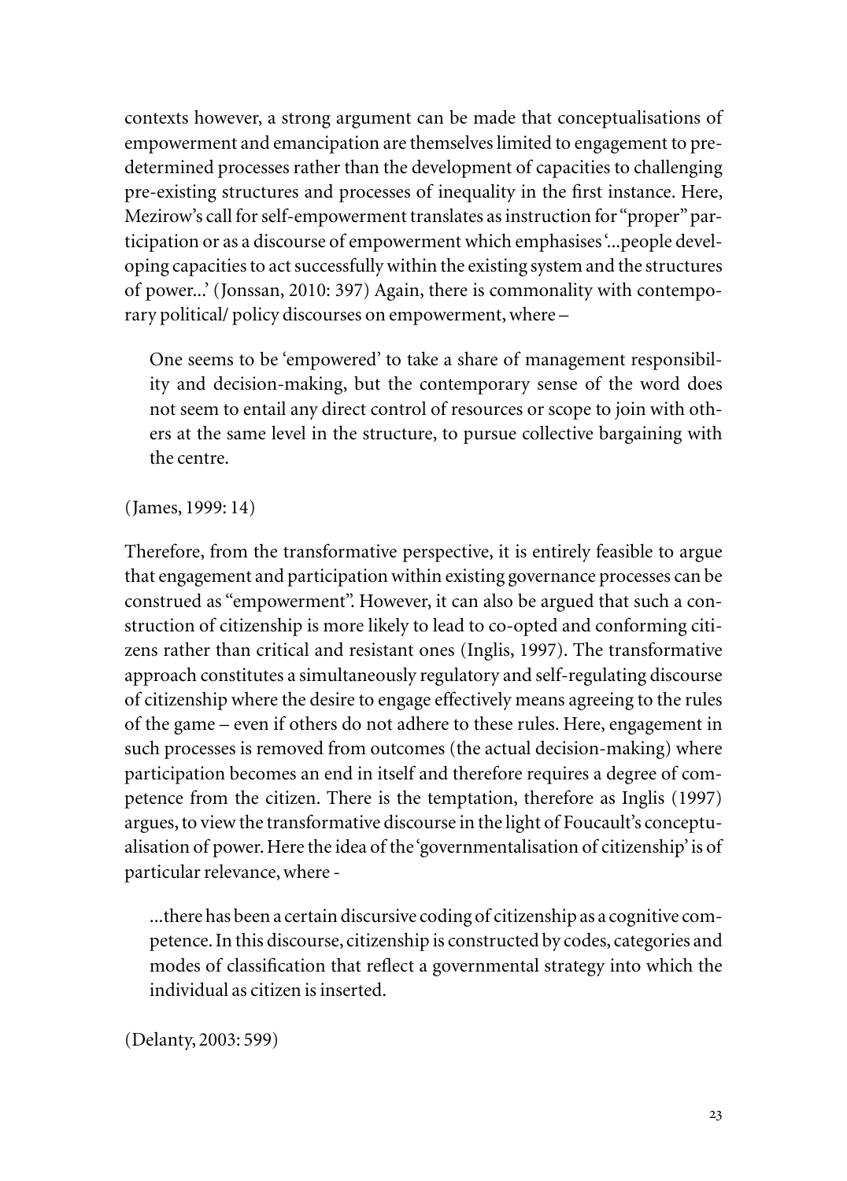contexts however, a strong argument can be made that conceptualisations of empowerment and emancipation are themselves limited to engagement to pre-determined processes rather than the development of capacities to challenging pre-existing structures and processes of inequality in the first instance. Here, Mezirow's call for self-empowerment translates as instruction for "proper" participation or as a discourse of empowerment which emphasises '...people developing capacities to act successfully within the existing system and the structures of power...' (Jonssan, 2010: 397) Again, there is commonality with contemporary political/ policy discourses on empowerment, where –

> One seems to be 'empowered' to take a share of management responsibility and decision-making, but the contemporary sense of the word does not seem to entail any direct control of resources or scope to join with others at the same level in the structure, to pursue collective bargaining with the centre.

(James, 1999: 14)

Therefore, from the transformative perspective, it is entirely feasible to argue that engagement and participation within existing governance processes can be construed as "empowerment". However, it can also be argued that such a construction of citizenship is more likely to lead to co-opted and conforming citizens rather than critical and resistant ones (Inglis, 1997). The transformative approach constitutes a simultaneously regulatory and self-regulating discourse of citizenship where the desire to engage effectively means agreeing to the rules of the game – even if others do not adhere to these rules. Here, engagement in such processes is removed from outcomes (the actual decision-making) where participation becomes an end in itself and therefore requires a degree of competence from the citizen. There is the temptation, therefore as Inglis (1997) argues, to view the transformative discourse in the light of Foucault's conceptualisation of power. Here the idea of the 'governmentalisation of citizenship' is of particular relevance, where -

> ...there has been a certain discursive coding of citizenship as a cognitive competence. In this discourse, citizenship is constructed by codes, categories and modes of classification that reflect a governmental strategy into which the individual as citizen is inserted.

(Delanty, 2003: 599)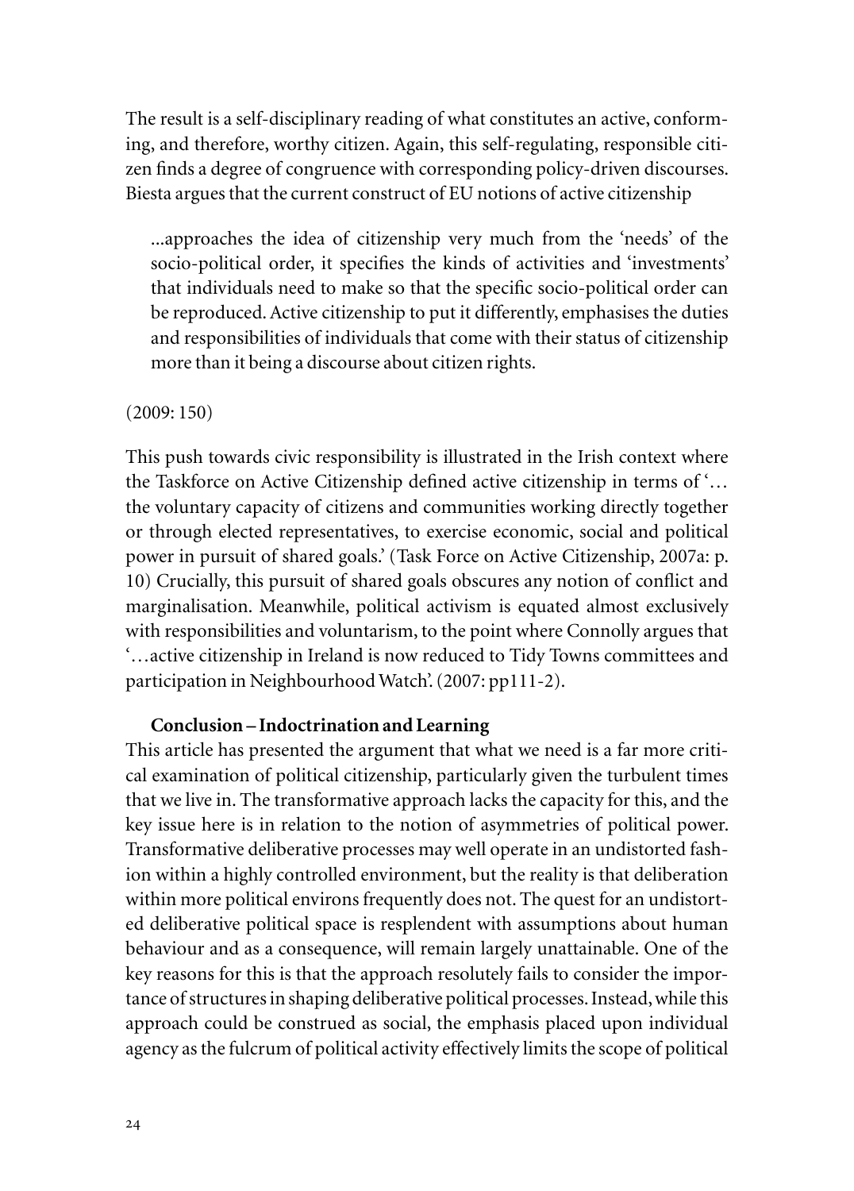The result is a self-disciplinary reading of what constitutes an active, conforming, and therefore, worthy citizen. Again, this self-regulating, responsible citizen finds a degree of congruence with corresponding policy-driven discourses. Biesta argues that the current construct of EU notions of active citizenship

> ...approaches the idea of citizenship very much from the 'needs' of the socio-political order, it specifies the kinds of activities and 'investments' that individuals need to make so that the specific socio-political order can be reproduced. Active citizenship to put it differently, emphasises the duties and responsibilities of individuals that come with their status of citizenship more than it being a discourse about citizen rights.

(2009: 150)

This push towards civic responsibility is illustrated in the Irish context where the Taskforce on Active Citizenship defined active citizenship in terms of '… the voluntary capacity of citizens and communities working directly together or through elected representatives, to exercise economic, social and political power in pursuit of shared goals.' (Task Force on Active Citizenship, 2007a: p. 10) Crucially, this pursuit of shared goals obscures any notion of conflict and marginalisation. Meanwhile, political activism is equated almost exclusively with responsibilities and voluntarism, to the point where Connolly argues that '…active citizenship in Ireland is now reduced to Tidy Towns committees and participation in Neighbourhood Watch'. (2007: pp111-2).

## Conclusion – Indoctrination and Learning

This article has presented the argument that what we need is a far more critical examination of political citizenship, particularly given the turbulent times that we live in. The transformative approach lacks the capacity for this, and the key issue here is in relation to the notion of asymmetries of political power. Transformative deliberative processes may well operate in an undistorted fashion within a highly controlled environment, but the reality is that deliberation within more political environs frequently does not. The quest for an undistorted deliberative political space is resplendent with assumptions about human behaviour and as a consequence, will remain largely unattainable. One of the key reasons for this is that the approach resolutely fails to consider the importance of structures in shaping deliberative political processes. Instead, while this approach could be construed as social, the emphasis placed upon individual agency as the fulcrum of political activity effectively limits the scope of political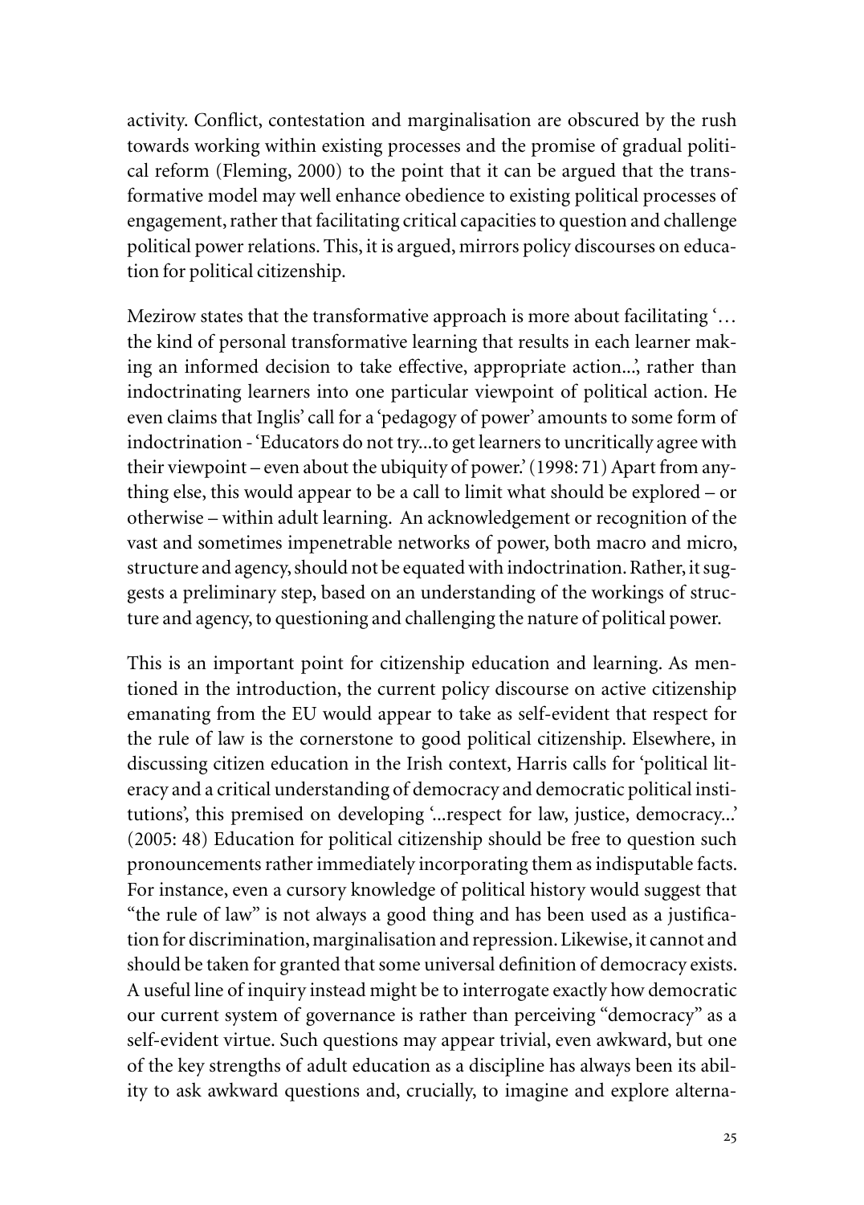activity. Conflict, contestation and marginalisation are obscured by the rush towards working within existing processes and the promise of gradual political reform (Fleming, 2000) to the point that it can be argued that the transformative model may well enhance obedience to existing political processes of engagement, rather that facilitating critical capacities to question and challenge political power relations. This, it is argued, mirrors policy discourses on education for political citizenship.

Mezirow states that the transformative approach is more about facilitating '… the kind of personal transformative learning that results in each learner making an informed decision to take effective, appropriate action...', rather than indoctrinating learners into one particular viewpoint of political action. He even claims that Inglis' call for a 'pedagogy of power' amounts to some form of indoctrination - 'Educators do not try...to get learners to uncritically agree with their viewpoint – even about the ubiquity of power.' (1998: 71) Apart from anything else, this would appear to be a call to limit what should be explored – or otherwise – within adult learning. An acknowledgement or recognition of the vast and sometimes impenetrable networks of power, both macro and micro, structure and agency, should not be equated with indoctrination. Rather, it suggests a preliminary step, based on an understanding of the workings of structure and agency, to questioning and challenging the nature of political power.

This is an important point for citizenship education and learning. As mentioned in the introduction, the current policy discourse on active citizenship emanating from the EU would appear to take as self-evident that respect for the rule of law is the cornerstone to good political citizenship. Elsewhere, in discussing citizen education in the Irish context, Harris calls for 'political literacy and a critical understanding of democracy and democratic political institutions', this premised on developing '...respect for law, justice, democracy...' (2005: 48) Education for political citizenship should be free to question such pronouncements rather immediately incorporating them as indisputable facts. For instance, even a cursory knowledge of political history would suggest that "the rule of law" is not always a good thing and has been used as a justification for discrimination, marginalisation and repression. Likewise, it cannot and should be taken for granted that some universal definition of democracy exists. A useful line of inquiry instead might be to interrogate exactly how democratic our current system of governance is rather than perceiving "democracy" as a self-evident virtue. Such questions may appear trivial, even awkward, but one of the key strengths of adult education as a discipline has always been its ability to ask awkward questions and, crucially, to imagine and explore alterna-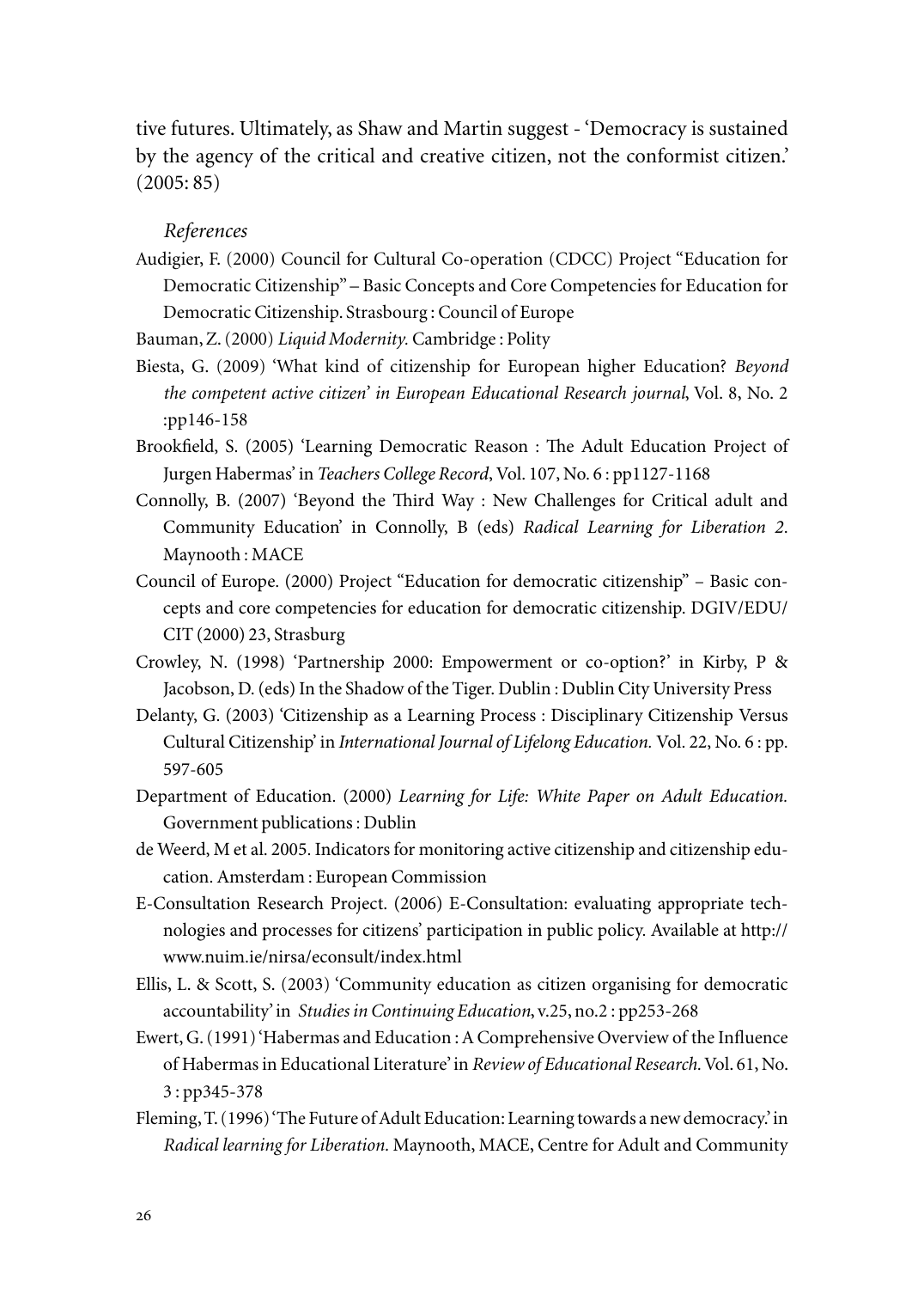tive futures. Ultimately, as Shaw and Martin suggest - 'Democracy is sustained by the agency of the critical and creative citizen, not the conformist citizen.' (2005: 85)

*References*

Audigier, F. (2000) Council for Cultural Co-operation (CDCC) Project "Education for Democratic Citizenship" – Basic Concepts and Core Competencies for Education for Democratic Citizenship. Strasbourg : Council of Europe

Bauman, Z. (2000) *Liquid Modernity.* Cambridge : Polity

Biesta, G. (2009) 'What kind of citizenship for European higher Education? *Beyond the competent active citizen' in European Educational Research journal*, Vol. 8, No. 2 :pp146-158

Brookfield, S. (2005) 'Learning Democratic Reason : The Adult Education Project of Jurgen Habermas' in *Teachers College Record*, Vol. 107, No. 6 : pp1127-1168

Connolly, B. (2007) 'Beyond the Third Way : New Challenges for Critical adult and Community Education' in Connolly, B (eds) *Radical Learning for Liberation 2.* Maynooth : MACE

Council of Europe. (2000) Project "Education for democratic citizenship" – Basic concepts and core competencies for education for democratic citizenship. DGIV/EDU/CIT (2000) 23, Strasburg

Crowley, N. (1998) 'Partnership 2000: Empowerment or co-option?' in Kirby, P & Jacobson, D. (eds) In the Shadow of the Tiger. Dublin : Dublin City University Press

Delanty, G. (2003) 'Citizenship as a Learning Process : Disciplinary Citizenship Versus Cultural Citizenship' in *International Journal of Lifelong Education.* Vol. 22, No. 6 : pp. 597-605

Department of Education. (2000) *Learning for Life: White Paper on Adult Education.* Government publications : Dublin

de Weerd, M et al. 2005. Indicators for monitoring active citizenship and citizenship education. Amsterdam : European Commission

E-Consultation Research Project. (2006) E-Consultation: evaluating appropriate technologies and processes for citizens' participation in public policy. Available at http://www.nuim.ie/nirsa/econsult/index.html

Ellis, L. & Scott, S. (2003) 'Community education as citizen organising for democratic accountability' in *Studies in Continuing Education*, v.25, no.2 : pp253-268

Ewert, G. (1991) 'Habermas and Education : A Comprehensive Overview of the Influence of Habermas in Educational Literature' in *Review of Educational Research.* Vol. 61, No. 3 : pp345-378

Fleming, T. (1996) 'The Future of Adult Education: Learning towards a new democracy.' in *Radical learning for Liberation.* Maynooth, MACE, Centre for Adult and Community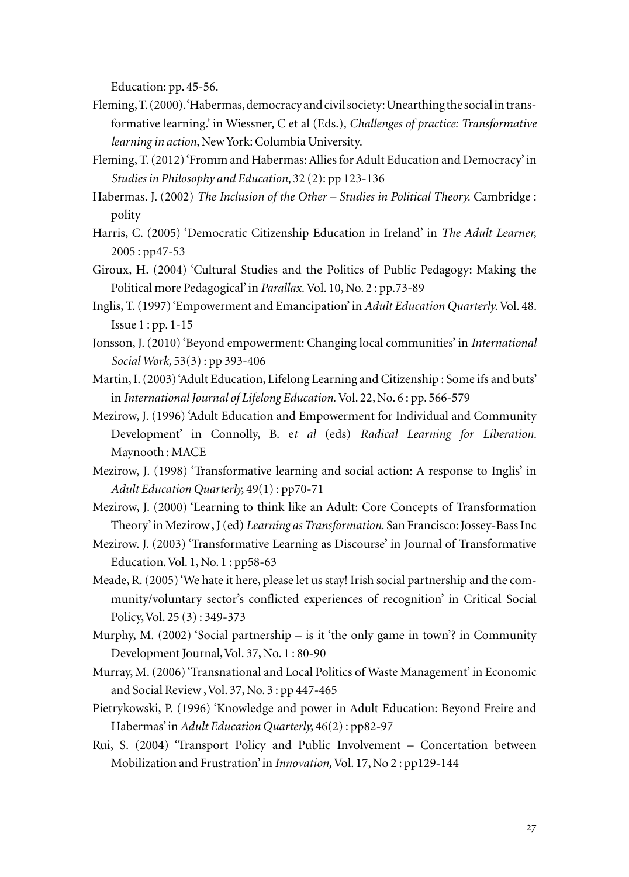Education: pp. 45-56.

Fleming, T. (2000). 'Habermas, democracy and civil society: Unearthing the social in transformative learning.' in Wiessner, C et al (Eds.), *Challenges of practice: Transformative learning in action*, New York: Columbia University.

Fleming, T. (2012) 'Fromm and Habermas: Allies for Adult Education and Democracy' in *Studies in Philosophy and Education*, 32 (2): pp 123-136

Habermas. J. (2002) *The Inclusion of the Other – Studies in Political Theory.* Cambridge : polity

Harris, C. (2005) 'Democratic Citizenship Education in Ireland' in *The Adult Learner,* 2005 : pp47-53

Giroux, H. (2004) 'Cultural Studies and the Politics of Public Pedagogy: Making the Political more Pedagogical' in *Parallax.* Vol. 10, No. 2 : pp.73-89

Inglis, T. (1997) 'Empowerment and Emancipation' in *Adult Education Quarterly.* Vol. 48. Issue 1 : pp. 1-15

Jonsson, J. (2010) 'Beyond empowerment: Changing local communities' in *International Social Work,* 53(3) : pp 393-406

Martin, I. (2003) 'Adult Education, Lifelong Learning and Citizenship : Some ifs and buts' in *International Journal of Lifelong Education.* Vol. 22, No. 6 : pp. 566-579

Mezirow, J. (1996) 'Adult Education and Empowerment for Individual and Community Development' in Connolly, B. e*t al* (eds) *Radical Learning for Liberation.* Maynooth : MACE

Mezirow, J. (1998) 'Transformative learning and social action: A response to Inglis' in *Adult Education Quarterly,* 49(1) : pp70-71

Mezirow, J. (2000) 'Learning to think like an Adult: Core Concepts of Transformation Theory' in Mezirow , J (ed) *Learning as Transformation.* San Francisco: Jossey-Bass Inc

Mezirow. J. (2003) 'Transformative Learning as Discourse' in Journal of Transformative Education. Vol. 1, No. 1 : pp58-63

Meade, R. (2005) 'We hate it here, please let us stay! Irish social partnership and the community/voluntary sector's conflicted experiences of recognition' in Critical Social Policy, Vol. 25 (3) : 349-373

Murphy, M. (2002) 'Social partnership – is it 'the only game in town'? in Community Development Journal, Vol. 37, No. 1 : 80-90

Murray, M. (2006) 'Transnational and Local Politics of Waste Management' in Economic and Social Review , Vol. 37, No. 3 : pp 447-465

Pietrykowski, P. (1996) 'Knowledge and power in Adult Education: Beyond Freire and Habermas' in *Adult Education Quarterly,* 46(2) : pp82-97

Rui, S. (2004) 'Transport Policy and Public Involvement – Concertation between Mobilization and Frustration' in *Innovation,* Vol. 17, No 2 : pp129-144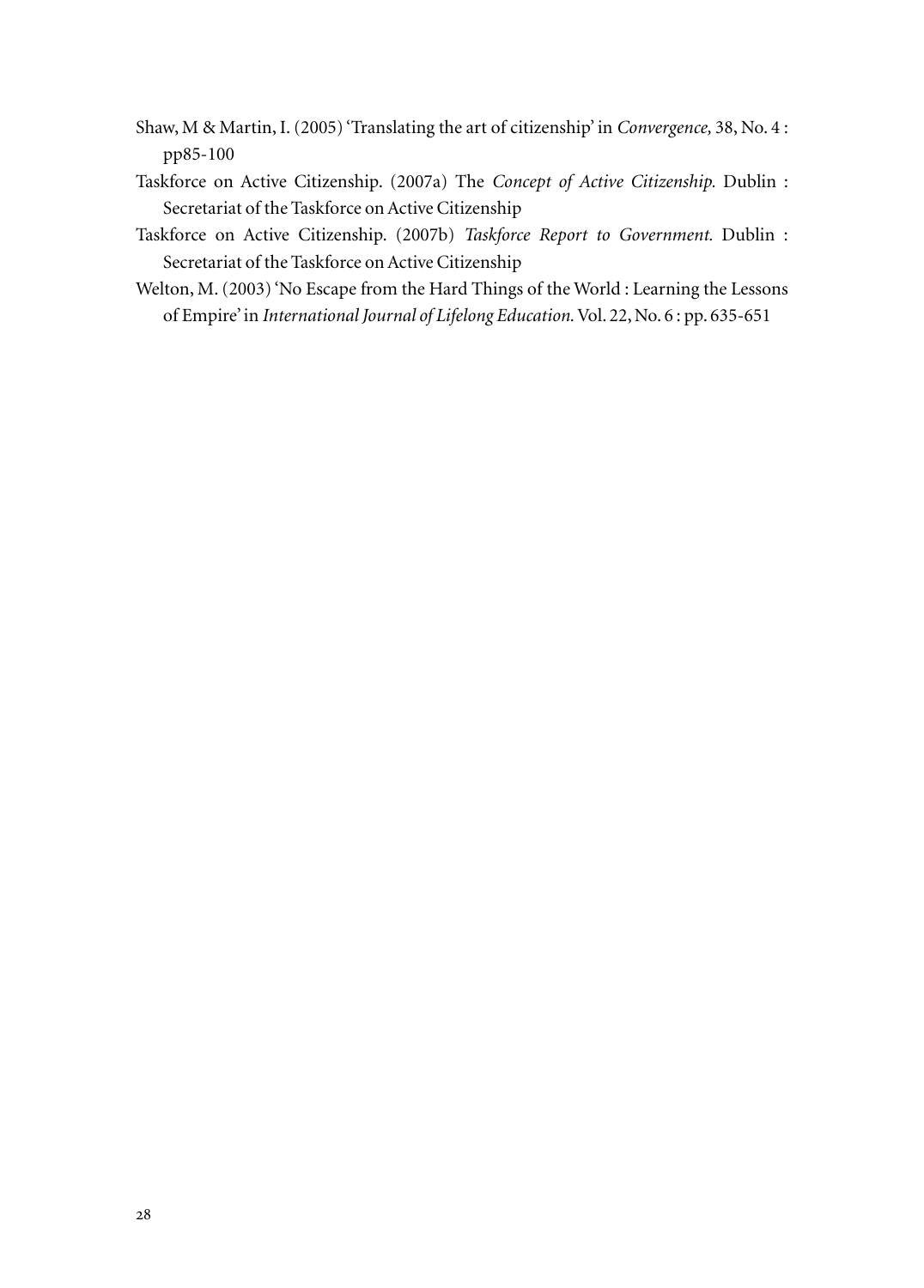Shaw, M & Martin, I. (2005) 'Translating the art of citizenship' in *Convergence,* 38, No. 4 : pp85-100

Taskforce on Active Citizenship. (2007a) The *Concept of Active Citizenship.* Dublin : Secretariat of the Taskforce on Active Citizenship

Taskforce on Active Citizenship. (2007b) *Taskforce Report to Government.* Dublin : Secretariat of the Taskforce on Active Citizenship

Welton, M. (2003) 'No Escape from the Hard Things of the World : Learning the Lessons of Empire' in *International Journal of Lifelong Education.* Vol. 22, No. 6 : pp. 635-651